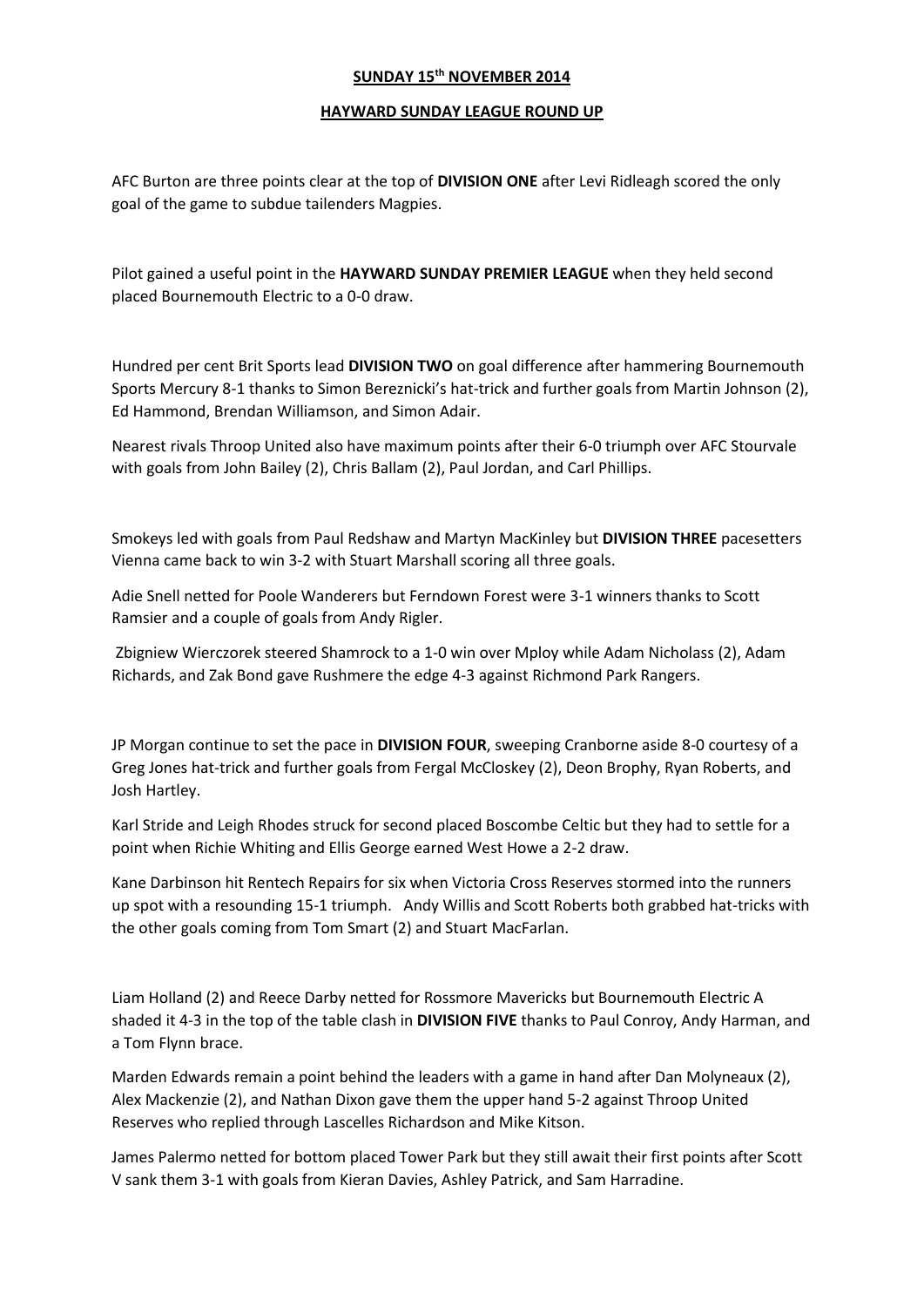**SUNDAY 15th NOVEMBER 2014**

**HAYWARD SUNDAY LEAGUE ROUND UP**

AFC Burton are three points clear at the top of **DIVISION ONE** after Levi Ridleagh scored the only goal of the game to subdue tailenders Magpies.

Pilot gained a useful point in the **HAYWARD SUNDAY PREMIER LEAGUE** when they held second placed Bournemouth Electric to a 0-0 draw.

Hundred per cent Brit Sports lead **DIVISION TWO** on goal difference after hammering Bournemouth Sports Mercury 8-1 thanks to Simon Bereznicki's hat-trick and further goals from Martin Johnson (2), Ed Hammond, Brendan Williamson, and Simon Adair.

Nearest rivals Throop United also have maximum points after their 6-0 triumph over AFC Stourvale with goals from John Bailey (2), Chris Ballam (2), Paul Jordan, and Carl Phillips.

Smokeys led with goals from Paul Redshaw and Martyn MacKinley but **DIVISION THREE** pacesetters Vienna came back to win 3-2 with Stuart Marshall scoring all three goals.

Adie Snell netted for Poole Wanderers but Ferndown Forest were 3-1 winners thanks to Scott Ramsier and a couple of goals from Andy Rigler.

Zbigniew Wierczorek steered Shamrock to a 1-0 win over Mploy while Adam Nicholass (2), Adam Richards, and Zak Bond gave Rushmere the edge 4-3 against Richmond Park Rangers.

JP Morgan continue to set the pace in **DIVISION FOUR**, sweeping Cranborne aside 8-0 courtesy of a Greg Jones hat-trick and further goals from Fergal McCloskey (2), Deon Brophy, Ryan Roberts, and Josh Hartley.

Karl Stride and Leigh Rhodes struck for second placed Boscombe Celtic but they had to settle for a point when Richie Whiting and Ellis George earned West Howe a 2-2 draw.

Kane Darbinson hit Rentech Repairs for six when Victoria Cross Reserves stormed into the runners up spot with a resounding 15-1 triumph. Andy Willis and Scott Roberts both grabbed hat-tricks with the other goals coming from Tom Smart (2) and Stuart MacFarlan.

Liam Holland (2) and Reece Darby netted for Rossmore Mavericks but Bournemouth Electric A shaded it 4-3 in the top of the table clash in **DIVISION FIVE** thanks to Paul Conroy, Andy Harman, and a Tom Flynn brace.

Marden Edwards remain a point behind the leaders with a game in hand after Dan Molyneaux (2), Alex Mackenzie (2), and Nathan Dixon gave them the upper hand 5-2 against Throop United Reserves who replied through Lascelles Richardson and Mike Kitson.

James Palermo netted for bottom placed Tower Park but they still await their first points after Scott V sank them 3-1 with goals from Kieran Davies, Ashley Patrick, and Sam Harradine.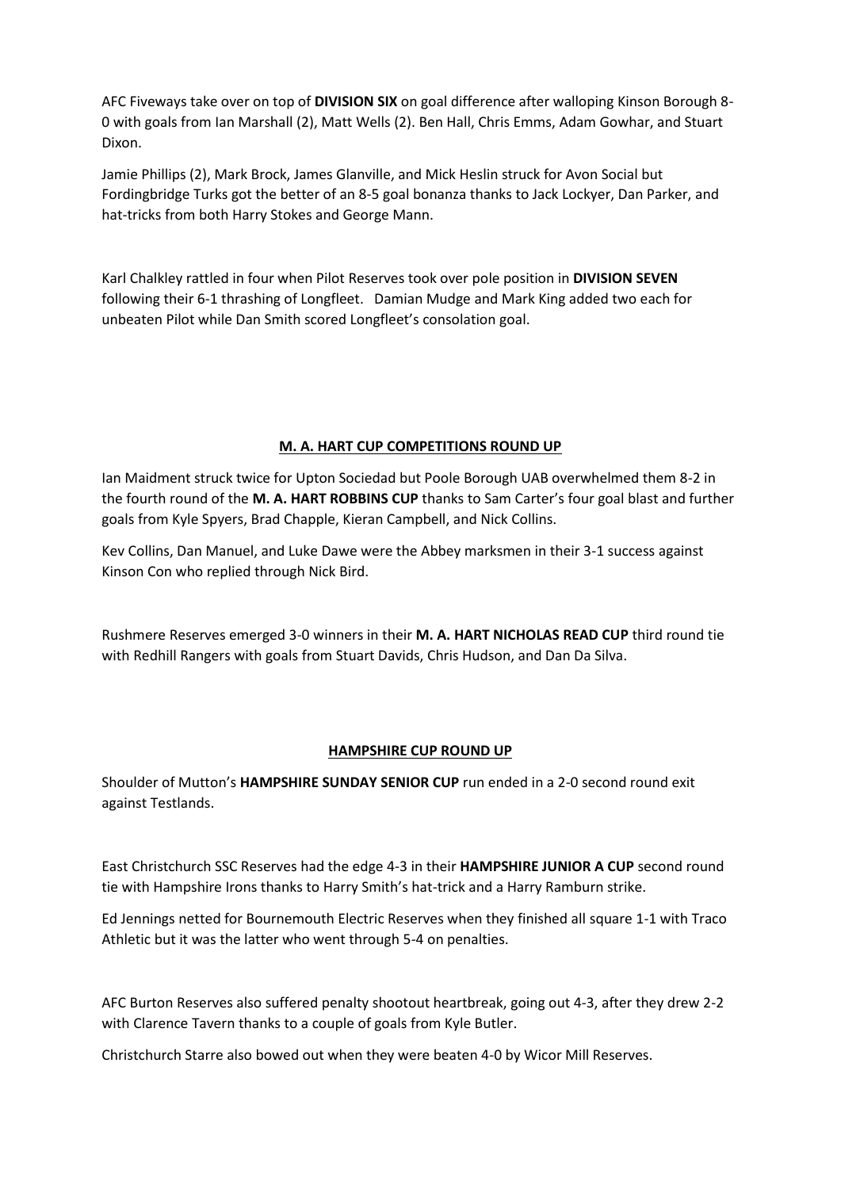AFC Fiveways take over on top of **DIVISION SIX** on goal difference after walloping Kinson Borough 8-0 with goals from Ian Marshall (2), Matt Wells (2). Ben Hall, Chris Emms, Adam Gowhar, and Stuart Dixon.

Jamie Phillips (2), Mark Brock, James Glanville, and Mick Heslin struck for Avon Social but Fordingbridge Turks got the better of an 8-5 goal bonanza thanks to Jack Lockyer, Dan Parker, and hat-tricks from both Harry Stokes and George Mann.

Karl Chalkley rattled in four when Pilot Reserves took over pole position in **DIVISION SEVEN** following their 6-1 thrashing of Longfleet. Damian Mudge and Mark King added two each for unbeaten Pilot while Dan Smith scored Longfleet's consolation goal.

## M. A. HART CUP COMPETITIONS ROUND UP

Ian Maidment struck twice for Upton Sociedad but Poole Borough UAB overwhelmed them 8-2 in the fourth round of the **M. A. HART ROBBINS CUP** thanks to Sam Carter's four goal blast and further goals from Kyle Spyers, Brad Chapple, Kieran Campbell, and Nick Collins.

Kev Collins, Dan Manuel, and Luke Dawe were the Abbey marksmen in their 3-1 success against Kinson Con who replied through Nick Bird.

Rushmere Reserves emerged 3-0 winners in their **M. A. HART NICHOLAS READ CUP** third round tie with Redhill Rangers with goals from Stuart Davids, Chris Hudson, and Dan Da Silva.

## HAMPSHIRE CUP ROUND UP

Shoulder of Mutton's **HAMPSHIRE SUNDAY SENIOR CUP** run ended in a 2-0 second round exit against Testlands.

East Christchurch SSC Reserves had the edge 4-3 in their **HAMPSHIRE JUNIOR A CUP** second round tie with Hampshire Irons thanks to Harry Smith's hat-trick and a Harry Ramburn strike.

Ed Jennings netted for Bournemouth Electric Reserves when they finished all square 1-1 with Traco Athletic but it was the latter who went through 5-4 on penalties.

AFC Burton Reserves also suffered penalty shootout heartbreak, going out 4-3, after they drew 2-2 with Clarence Tavern thanks to a couple of goals from Kyle Butler.

Christchurch Starre also bowed out when they were beaten 4-0 by Wicor Mill Reserves.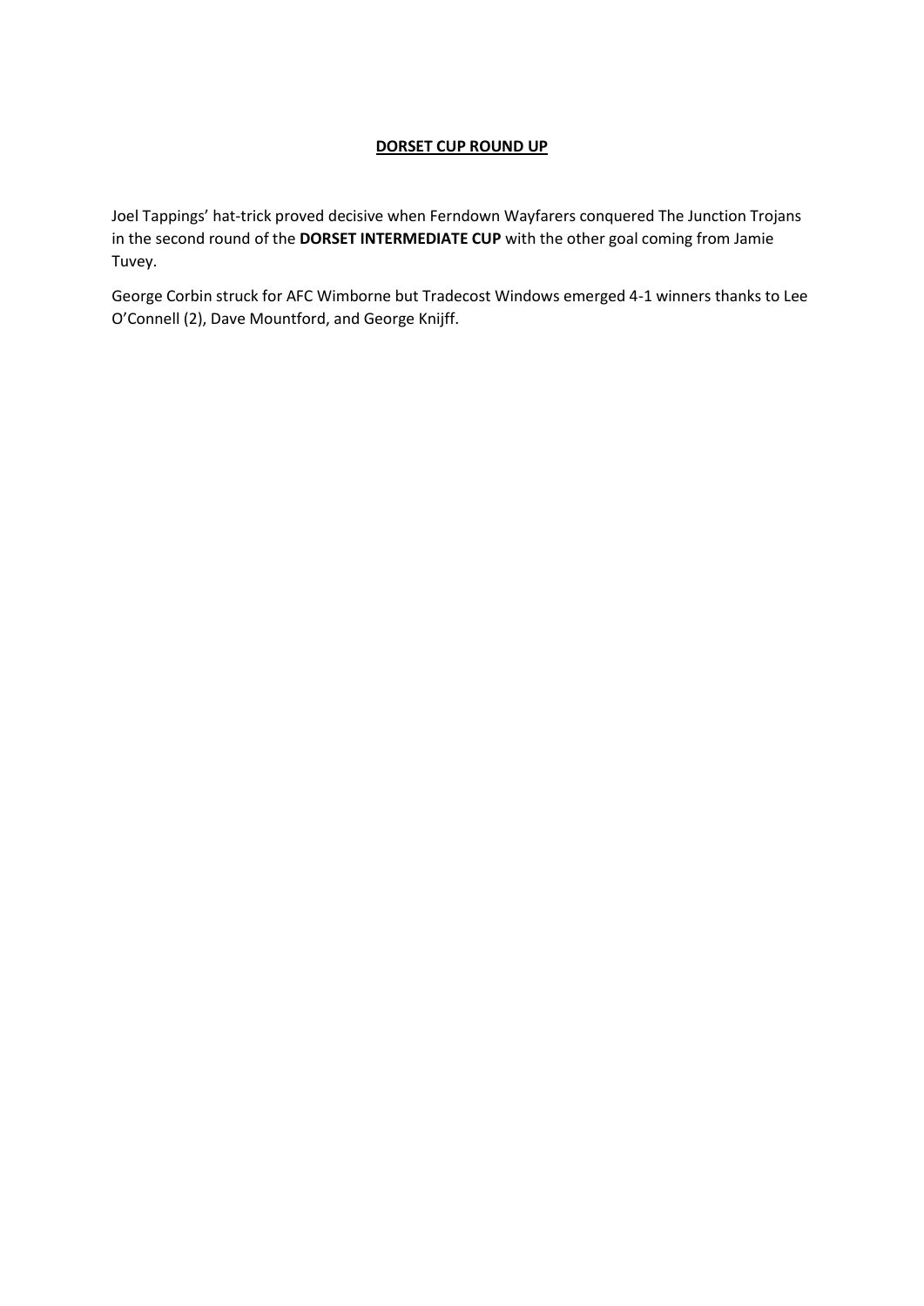**DORSET CUP ROUND UP**

Joel Tappings' hat-trick proved decisive when Ferndown Wayfarers conquered The Junction Trojans in the second round of the **DORSET INTERMEDIATE CUP** with the other goal coming from Jamie Tuvey.

George Corbin struck for AFC Wimborne but Tradecost Windows emerged 4-1 winners thanks to Lee O'Connell (2), Dave Mountford, and George Knijff.